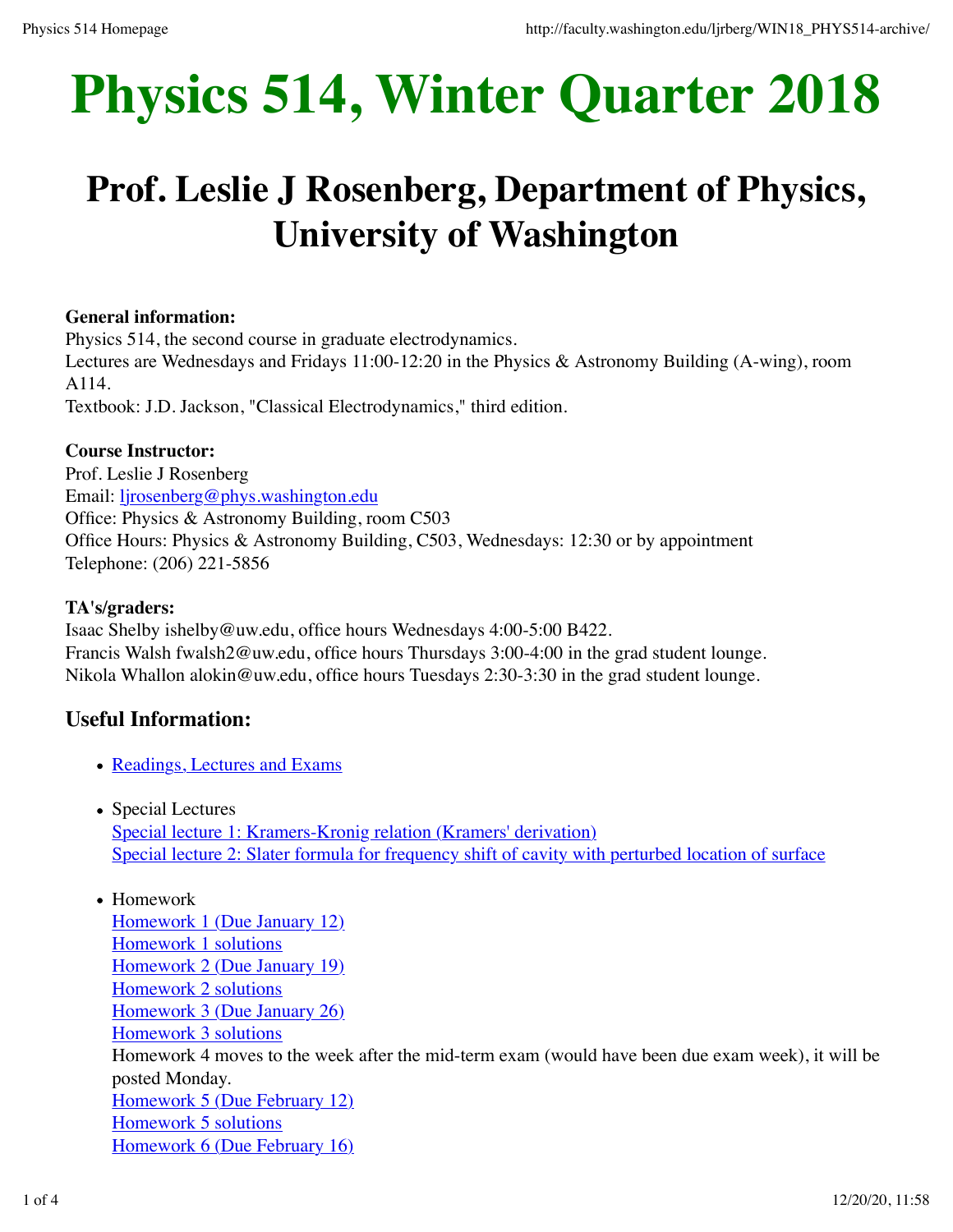# Physics 514, Winter Quarter 2018

## Prof. Leslie J Rosenberg, Department of Physics, University of Washington

**General information:**
Physics 514, the second course in graduate electrodynamics.
Lectures are Wednesdays and Fridays 11:00-12:20 in the Physics & Astronomy Building (A-wing), room A114.
Textbook: J.D. Jackson, "Classical Electrodynamics," third edition.

**Course Instructor:**
Prof. Leslie J Rosenberg
Email: ljrosenberg@phys.washington.edu
Office: Physics & Astronomy Building, room C503
Office Hours: Physics & Astronomy Building, C503, Wednesdays: 12:30 or by appointment
Telephone: (206) 221-5856

**TA's/graders:**
Isaac Shelby ishelby@uw.edu, office hours Wednesdays 4:00-5:00 B422.
Francis Walsh fwalsh2@uw.edu, office hours Thursdays 3:00-4:00 in the grad student lounge.
Nikola Whallon alokin@uw.edu, office hours Tuesdays 2:30-3:30 in the grad student lounge.

### Useful Information:

- Readings, Lectures and Exams
- Special Lectures
  Special lecture 1: Kramers-Kronig relation (Kramers' derivation)
  Special lecture 2: Slater formula for frequency shift of cavity with perturbed location of surface
- Homework
  Homework 1 (Due January 12)
  Homework 1 solutions
  Homework 2 (Due January 19)
  Homework 2 solutions
  Homework 3 (Due January 26)
  Homework 3 solutions
  Homework 4 moves to the week after the mid-term exam (would have been due exam week), it will be posted Monday.
  Homework 5 (Due February 12)
  Homework 5 solutions
  Homework 6 (Due February 16)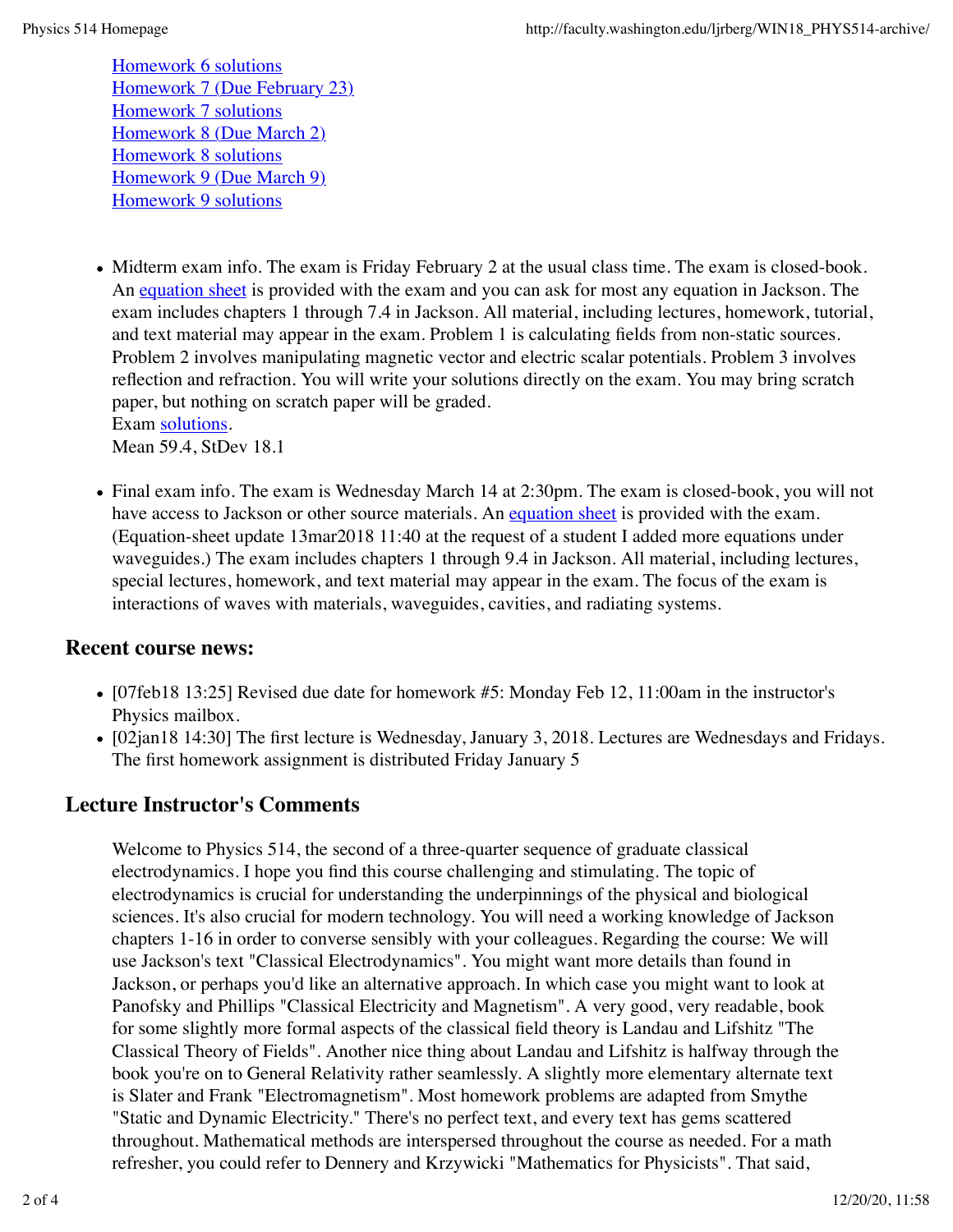- Homework 6 solutions
- Homework 7 (Due February 23)
- Homework 7 solutions
- Homework 8 (Due March 2)
- Homework 8 solutions
- Homework 9 (Due March 9)
- Homework 9 solutions

- Midterm exam info. The exam is Friday February 2 at the usual class time. The exam is closed-book. An equation sheet is provided with the exam and you can ask for most any equation in Jackson. The exam includes chapters 1 through 7.4 in Jackson. All material, including lectures, homework, tutorial, and text material may appear in the exam. Problem 1 is calculating fields from non-static sources. Problem 2 involves manipulating magnetic vector and electric scalar potentials. Problem 3 involves reflection and refraction. You will write your solutions directly on the exam. You may bring scratch paper, but nothing on scratch paper will be graded.
  Exam solutions.
  Mean 59.4, StDev 18.1

- Final exam info. The exam is Wednesday March 14 at 2:30pm. The exam is closed-book, you will not have access to Jackson or other source materials. An equation sheet is provided with the exam. (Equation-sheet update 13mar2018 11:40 at the request of a student I added more equations under waveguides.) The exam includes chapters 1 through 9.4 in Jackson. All material, including lectures, special lectures, homework, and text material may appear in the exam. The focus of the exam is interactions of waves with materials, waveguides, cavities, and radiating systems.

## Recent course news:

- [07feb18 13:25] Revised due date for homework #5: Monday Feb 12, 11:00am in the instructor's Physics mailbox.
- [02jan18 14:30] The first lecture is Wednesday, January 3, 2018. Lectures are Wednesdays and Fridays. The first homework assignment is distributed Friday January 5

## Lecture Instructor's Comments

Welcome to Physics 514, the second of a three-quarter sequence of graduate classical electrodynamics. I hope you find this course challenging and stimulating. The topic of electrodynamics is crucial for understanding the underpinnings of the physical and biological sciences. It's also crucial for modern technology. You will need a working knowledge of Jackson chapters 1-16 in order to converse sensibly with your colleagues. Regarding the course: We will use Jackson's text "Classical Electrodynamics". You might want more details than found in Jackson, or perhaps you'd like an alternative approach. In which case you might want to look at Panofsky and Phillips "Classical Electricity and Magnetism". A very good, very readable, book for some slightly more formal aspects of the classical field theory is Landau and Lifshitz "The Classical Theory of Fields". Another nice thing about Landau and Lifshitz is halfway through the book you're on to General Relativity rather seamlessly. A slightly more elementary alternate text is Slater and Frank "Electromagnetism". Most homework problems are adapted from Smythe "Static and Dynamic Electricity." There's no perfect text, and every text has gems scattered throughout. Mathematical methods are interspersed throughout the course as needed. For a math refresher, you could refer to Dennery and Krzywicki "Mathematics for Physicists". That said,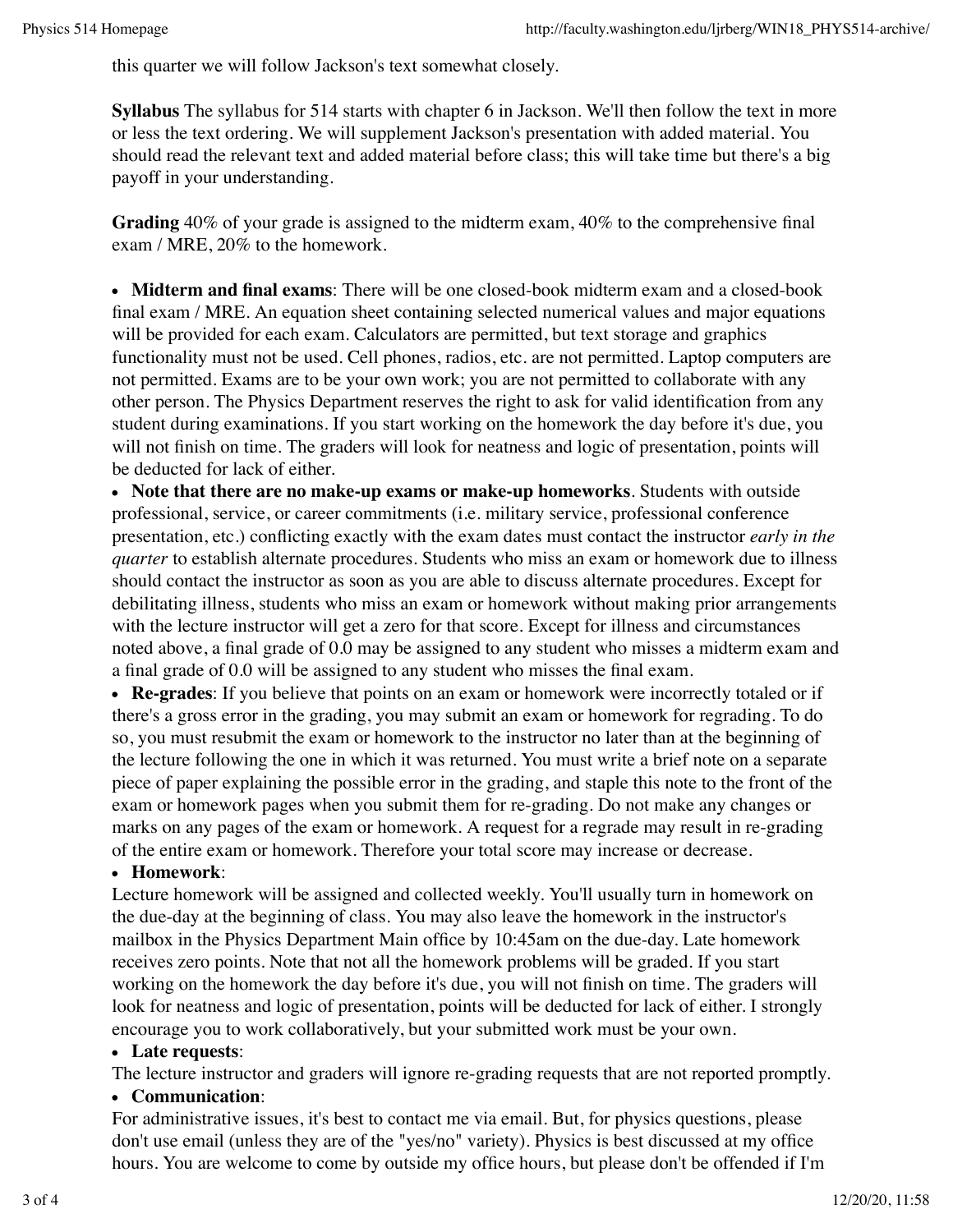this quarter we will follow Jackson's text somewhat closely.

**Syllabus** The syllabus for 514 starts with chapter 6 in Jackson. We'll then follow the text in more or less the text ordering. We will supplement Jackson's presentation with added material. You should read the relevant text and added material before class; this will take time but there's a big payoff in your understanding.

**Grading** 40% of your grade is assigned to the midterm exam, 40% to the comprehensive final exam / MRE, 20% to the homework.

- **Midterm and final exams**: There will be one closed-book midterm exam and a closed-book final exam / MRE. An equation sheet containing selected numerical values and major equations will be provided for each exam. Calculators are permitted, but text storage and graphics functionality must not be used. Cell phones, radios, etc. are not permitted. Laptop computers are not permitted. Exams are to be your own work; you are not permitted to collaborate with any other person. The Physics Department reserves the right to ask for valid identification from any student during examinations. If you start working on the homework the day before it's due, you will not finish on time. The graders will look for neatness and logic of presentation, points will be deducted for lack of either.
- **Note that there are no make-up exams or make-up homeworks**. Students with outside professional, service, or career commitments (i.e. military service, professional conference presentation, etc.) conflicting exactly with the exam dates must contact the instructor *early in the quarter* to establish alternate procedures. Students who miss an exam or homework due to illness should contact the instructor as soon as you are able to discuss alternate procedures. Except for debilitating illness, students who miss an exam or homework without making prior arrangements with the lecture instructor will get a zero for that score. Except for illness and circumstances noted above, a final grade of 0.0 may be assigned to any student who misses a midterm exam and a final grade of 0.0 will be assigned to any student who misses the final exam.
- **Re-grades**: If you believe that points on an exam or homework were incorrectly totaled or if there's a gross error in the grading, you may submit an exam or homework for regrading. To do so, you must resubmit the exam or homework to the instructor no later than at the beginning of the lecture following the one in which it was returned. You must write a brief note on a separate piece of paper explaining the possible error in the grading, and staple this note to the front of the exam or homework pages when you submit them for re-grading. Do not make any changes or marks on any pages of the exam or homework. A request for a regrade may result in re-grading of the entire exam or homework. Therefore your total score may increase or decrease.
- **Homework**:
Lecture homework will be assigned and collected weekly. You'll usually turn in homework on the due-day at the beginning of class. You may also leave the homework in the instructor's mailbox in the Physics Department Main office by 10:45am on the due-day. Late homework receives zero points. Note that not all the homework problems will be graded. If you start working on the homework the day before it's due, you will not finish on time. The graders will look for neatness and logic of presentation, points will be deducted for lack of either. I strongly encourage you to work collaboratively, but your submitted work must be your own.
- **Late requests**:
The lecture instructor and graders will ignore re-grading requests that are not reported promptly.
- **Communication**:
For administrative issues, it's best to contact me via email. But, for physics questions, please don't use email (unless they are of the "yes/no" variety). Physics is best discussed at my office hours. You are welcome to come by outside my office hours, but please don't be offended if I'm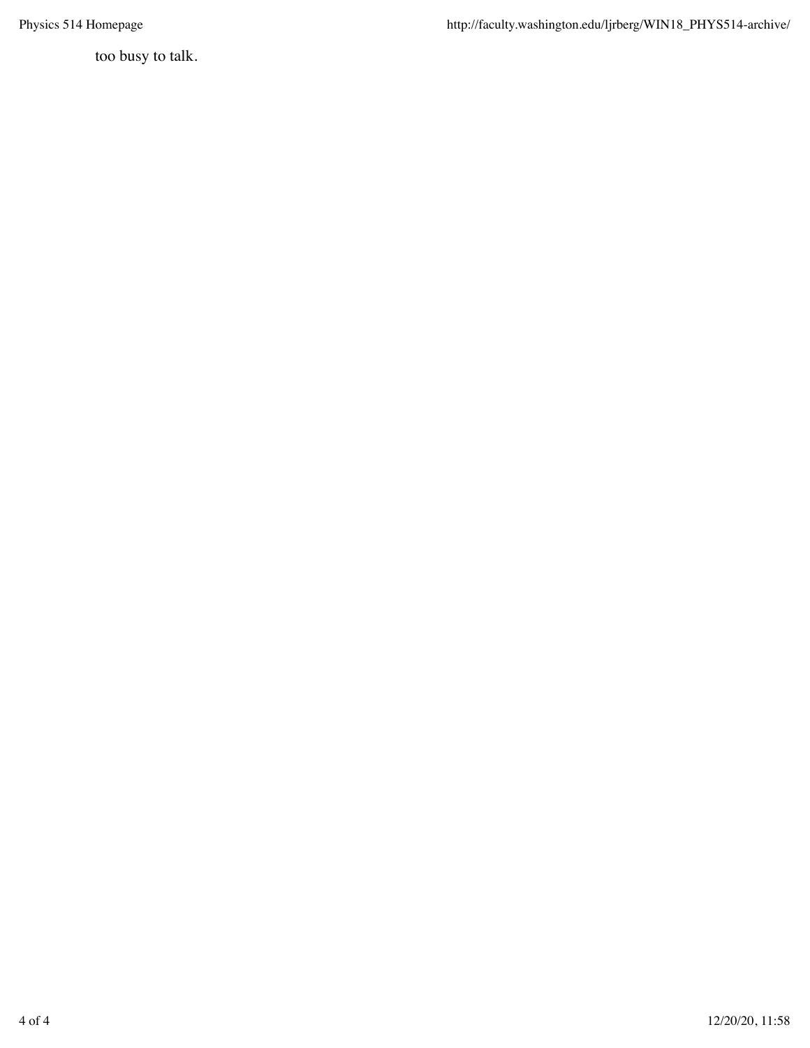too busy to talk.